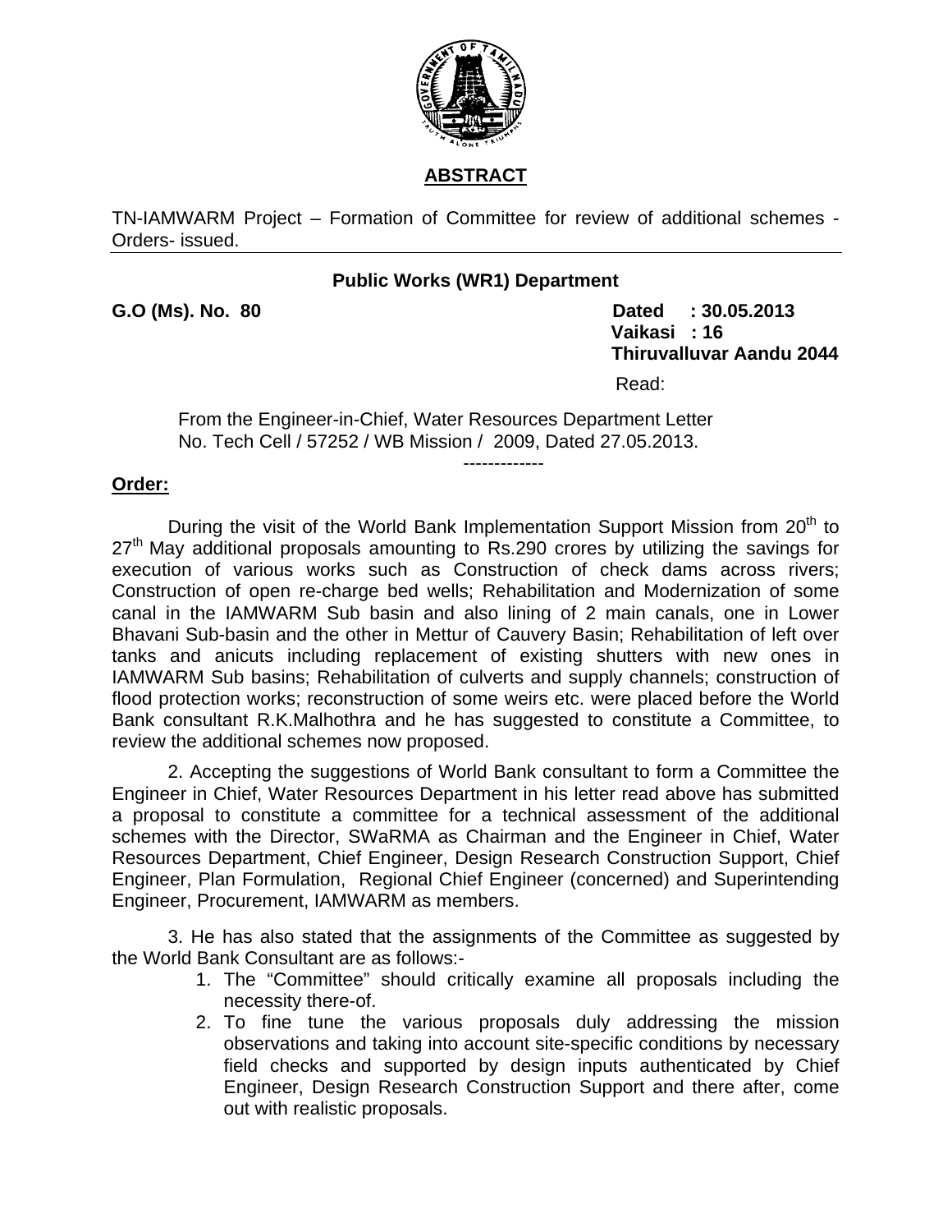## ABSTRACT

TN-IAMWARM Project – Formation of Committee for review of additional schemes - Orders- issued.

---

**Public Works (WR1) Department**

**G.O (Ms). No. 80** **Dated : 30.05.2013**
**Vaikasi : 16**
**Thiruvalluvar Aandu 2044**

Read:

From the Engineer-in-Chief, Water Resources Department Letter No. Tech Cell / 57252 / WB Mission / 2009, Dated 27.05.2013.

-------------

**Order:**

During the visit of the World Bank Implementation Support Mission from 20th to 27th May additional proposals amounting to Rs.290 crores by utilizing the savings for execution of various works such as Construction of check dams across rivers; Construction of open re-charge bed wells; Rehabilitation and Modernization of some canal in the IAMWARM Sub basin and also lining of 2 main canals, one in Lower Bhavani Sub-basin and the other in Mettur of Cauvery Basin; Rehabilitation of left over tanks and anicuts including replacement of existing shutters with new ones in IAMWARM Sub basins; Rehabilitation of culverts and supply channels; construction of flood protection works; reconstruction of some weirs etc. were placed before the World Bank consultant R.K.Malhothra and he has suggested to constitute a Committee, to review the additional schemes now proposed.

2. Accepting the suggestions of World Bank consultant to form a Committee the Engineer in Chief, Water Resources Department in his letter read above has submitted a proposal to constitute a committee for a technical assessment of the additional schemes with the Director, SWaRMA as Chairman and the Engineer in Chief, Water Resources Department, Chief Engineer, Design Research Construction Support, Chief Engineer, Plan Formulation, Regional Chief Engineer (concerned) and Superintending Engineer, Procurement, IAMWARM as members.

3. He has also stated that the assignments of the Committee as suggested by the World Bank Consultant are as follows:-

1. The “Committee” should critically examine all proposals including the necessity there-of.
2. To fine tune the various proposals duly addressing the mission observations and taking into account site-specific conditions by necessary field checks and supported by design inputs authenticated by Chief Engineer, Design Research Construction Support and there after, come out with realistic proposals.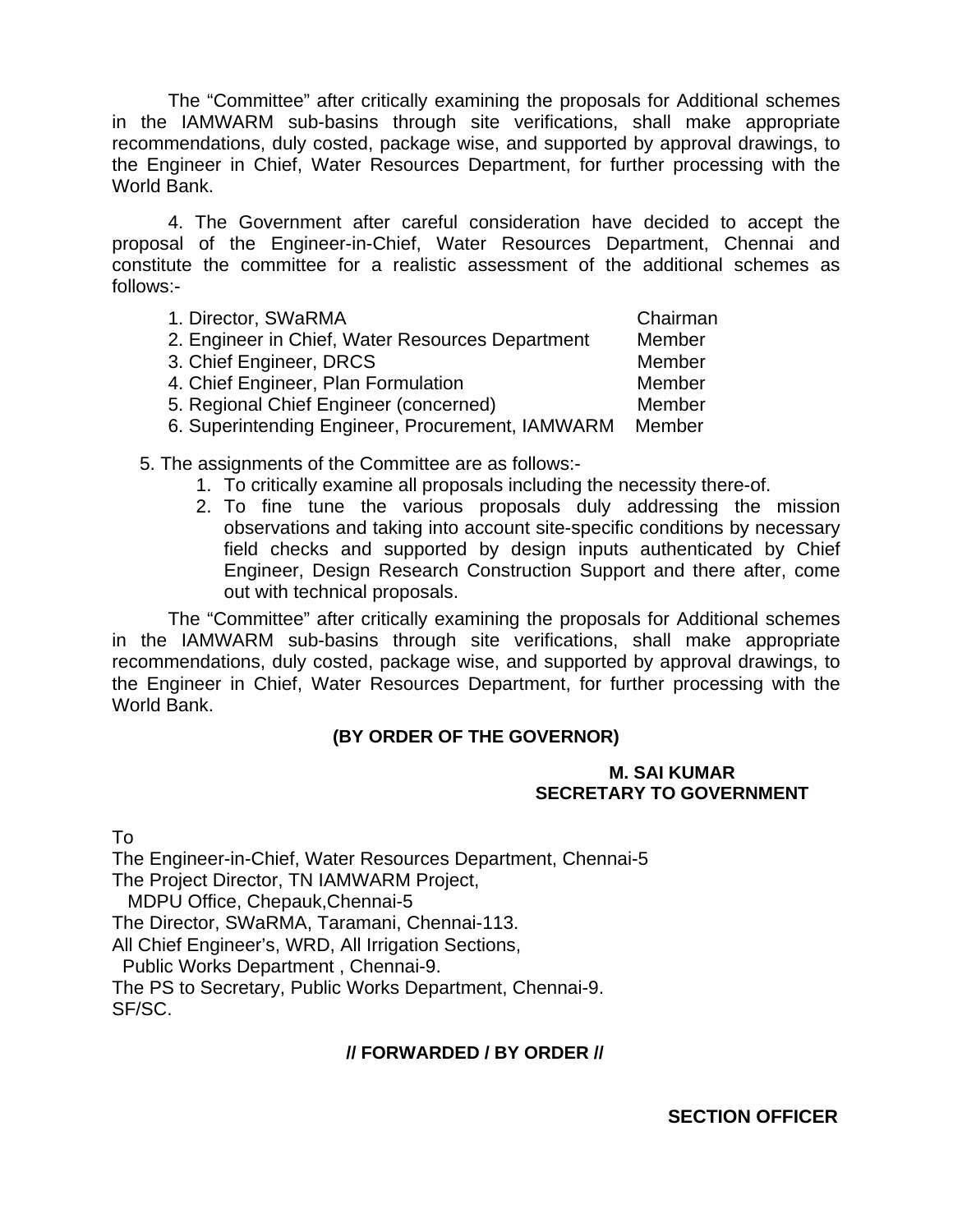The “Committee” after critically examining the proposals for Additional schemes in the IAMWARM sub-basins through site verifications, shall make appropriate recommendations, duly costed, package wise, and supported by approval drawings, to the Engineer in Chief, Water Resources Department, for further processing with the World Bank.

4. The Government after careful consideration have decided to accept the proposal of the Engineer-in-Chief, Water Resources Department, Chennai and constitute the committee for a realistic assessment of the additional schemes as follows:-

| | |
|---|---|
| 1. Director, SWaRMA | Chairman |
| 2. Engineer in Chief, Water Resources Department | Member |
| 3. Chief Engineer, DRCS | Member |
| 4. Chief Engineer, Plan Formulation | Member |
| 5. Regional Chief Engineer (concerned) | Member |
| 6. Superintending Engineer, Procurement, IAMWARM | Member |

5. The assignments of the Committee are as follows:-

1. To critically examine all proposals including the necessity there-of.
2. To fine tune the various proposals duly addressing the mission observations and taking into account site-specific conditions by necessary field checks and supported by design inputs authenticated by Chief Engineer, Design Research Construction Support and there after, come out with technical proposals.

The “Committee” after critically examining the proposals for Additional schemes in the IAMWARM sub-basins through site verifications, shall make appropriate recommendations, duly costed, package wise, and supported by approval drawings, to the Engineer in Chief, Water Resources Department, for further processing with the World Bank.

**(BY ORDER OF THE GOVERNOR)**

**M. SAI KUMAR**
**SECRETARY TO GOVERNMENT**

To
The Engineer-in-Chief, Water Resources Department, Chennai-5
The Project Director, TN IAMWARM Project,
MDPU Office, Chepauk,Chennai-5
The Director, SWaRMA, Taramani, Chennai-113.
All Chief Engineer’s, WRD, All Irrigation Sections,
Public Works Department , Chennai-9.
The PS to Secretary, Public Works Department, Chennai-9.
SF/SC.

**// FORWARDED / BY ORDER //**

**SECTION OFFICER**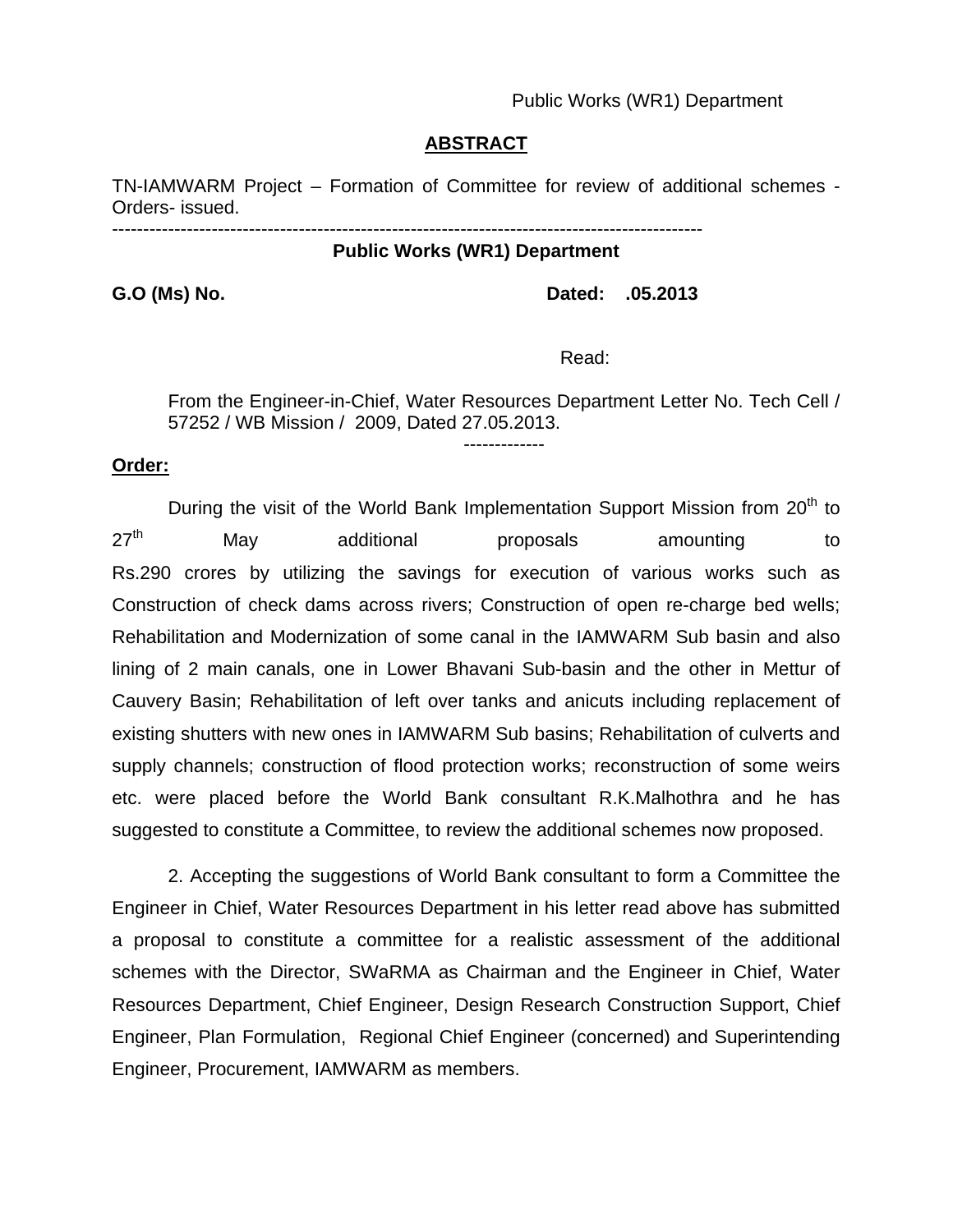Public Works (WR1) Department

**ABSTRACT**

TN-IAMWARM Project – Formation of Committee for review of additional schemes - Orders- issued.

---

**Public Works (WR1) Department**

**G.O (Ms) No.** **Dated: .05.2013**

Read:

From the Engineer-in-Chief, Water Resources Department Letter No. Tech Cell / 57252 / WB Mission / 2009, Dated 27.05.2013.

-------------

**Order:**

During the visit of the World Bank Implementation Support Mission from 20th to 27th May additional proposals amounting to Rs.290 crores by utilizing the savings for execution of various works such as Construction of check dams across rivers; Construction of open re-charge bed wells; Rehabilitation and Modernization of some canal in the IAMWARM Sub basin and also lining of 2 main canals, one in Lower Bhavani Sub-basin and the other in Mettur of Cauvery Basin; Rehabilitation of left over tanks and anicuts including replacement of existing shutters with new ones in IAMWARM Sub basins; Rehabilitation of culverts and supply channels; construction of flood protection works; reconstruction of some weirs etc. were placed before the World Bank consultant R.K.Malhothra and he has suggested to constitute a Committee, to review the additional schemes now proposed.

2. Accepting the suggestions of World Bank consultant to form a Committee the Engineer in Chief, Water Resources Department in his letter read above has submitted a proposal to constitute a committee for a realistic assessment of the additional schemes with the Director, SWaRMA as Chairman and the Engineer in Chief, Water Resources Department, Chief Engineer, Design Research Construction Support, Chief Engineer, Plan Formulation, Regional Chief Engineer (concerned) and Superintending Engineer, Procurement, IAMWARM as members.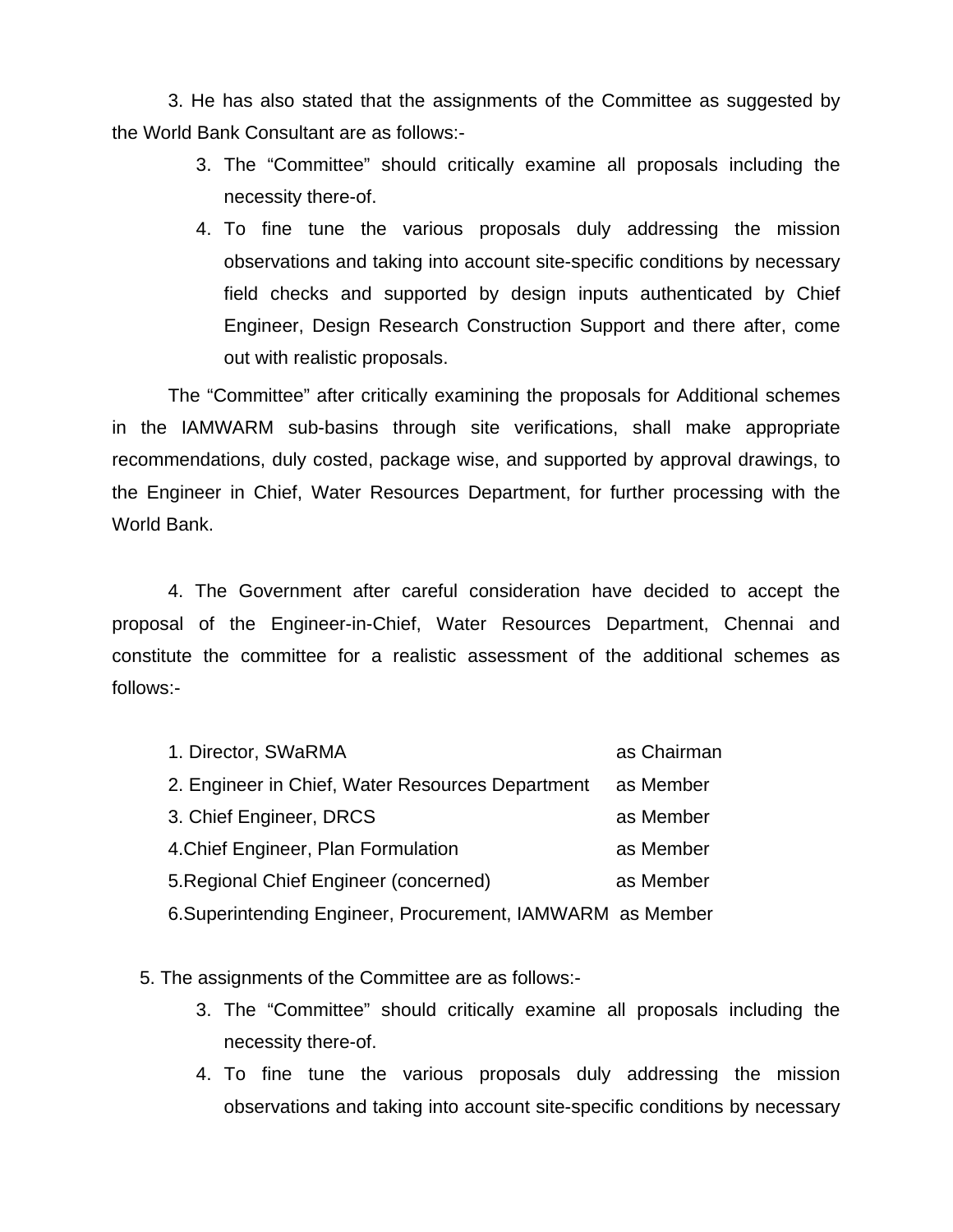3. He has also stated that the assignments of the Committee as suggested by the World Bank Consultant are as follows:-

3. The “Committee” should critically examine all proposals including the necessity there-of.
4. To fine tune the various proposals duly addressing the mission observations and taking into account site-specific conditions by necessary field checks and supported by design inputs authenticated by Chief Engineer, Design Research Construction Support and there after, come out with realistic proposals.

The “Committee” after critically examining the proposals for Additional schemes in the IAMWARM sub-basins through site verifications, shall make appropriate recommendations, duly costed, package wise, and supported by approval drawings, to the Engineer in Chief, Water Resources Department, for further processing with the World Bank.

4. The Government after careful consideration have decided to accept the proposal of the Engineer-in-Chief, Water Resources Department, Chennai and constitute the committee for a realistic assessment of the additional schemes as follows:-

| | |
|---|---|
| 1. Director, SWaRMA | as Chairman |
| 2. Engineer in Chief, Water Resources Department | as Member |
| 3. Chief Engineer, DRCS | as Member |
| 4.Chief Engineer, Plan Formulation | as Member |
| 5.Regional Chief Engineer (concerned) | as Member |
| 6.Superintending Engineer, Procurement, IAMWARM | as Member |

5. The assignments of the Committee are as follows:-

3. The “Committee” should critically examine all proposals including the necessity there-of.
4. To fine tune the various proposals duly addressing the mission observations and taking into account site-specific conditions by necessary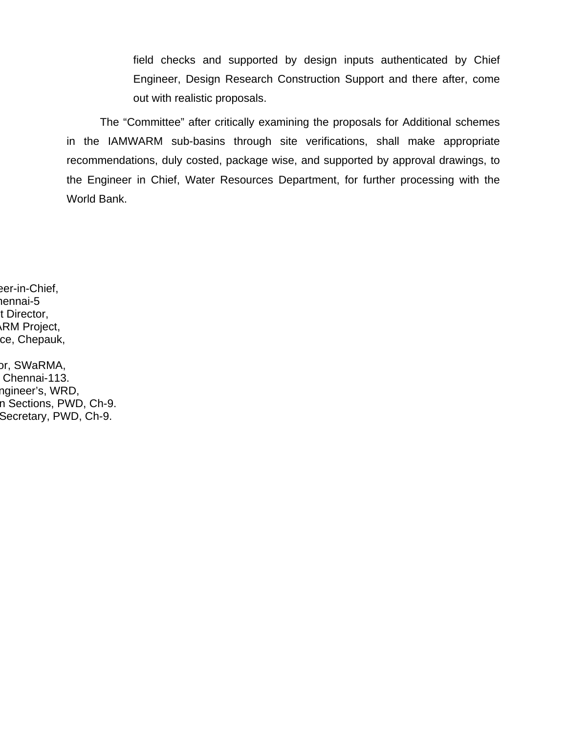field checks and supported by design inputs authenticated by Chief Engineer, Design Research Construction Support and there after, come out with realistic proposals.

The “Committee” after critically examining the proposals for Additional schemes in the IAMWARM sub-basins through site verifications, shall make appropriate recommendations, duly costed, package wise, and supported by approval drawings, to the Engineer in Chief, Water Resources Department, for further processing with the World Bank.

eer-in-Chief,
hennai-5
t Director,
ARM Project,
ce, Chepauk,

or, SWaRMA,
 Chennai-113.
ngineer’s, WRD,
n Sections, PWD, Ch-9.
Secretary, PWD, Ch-9.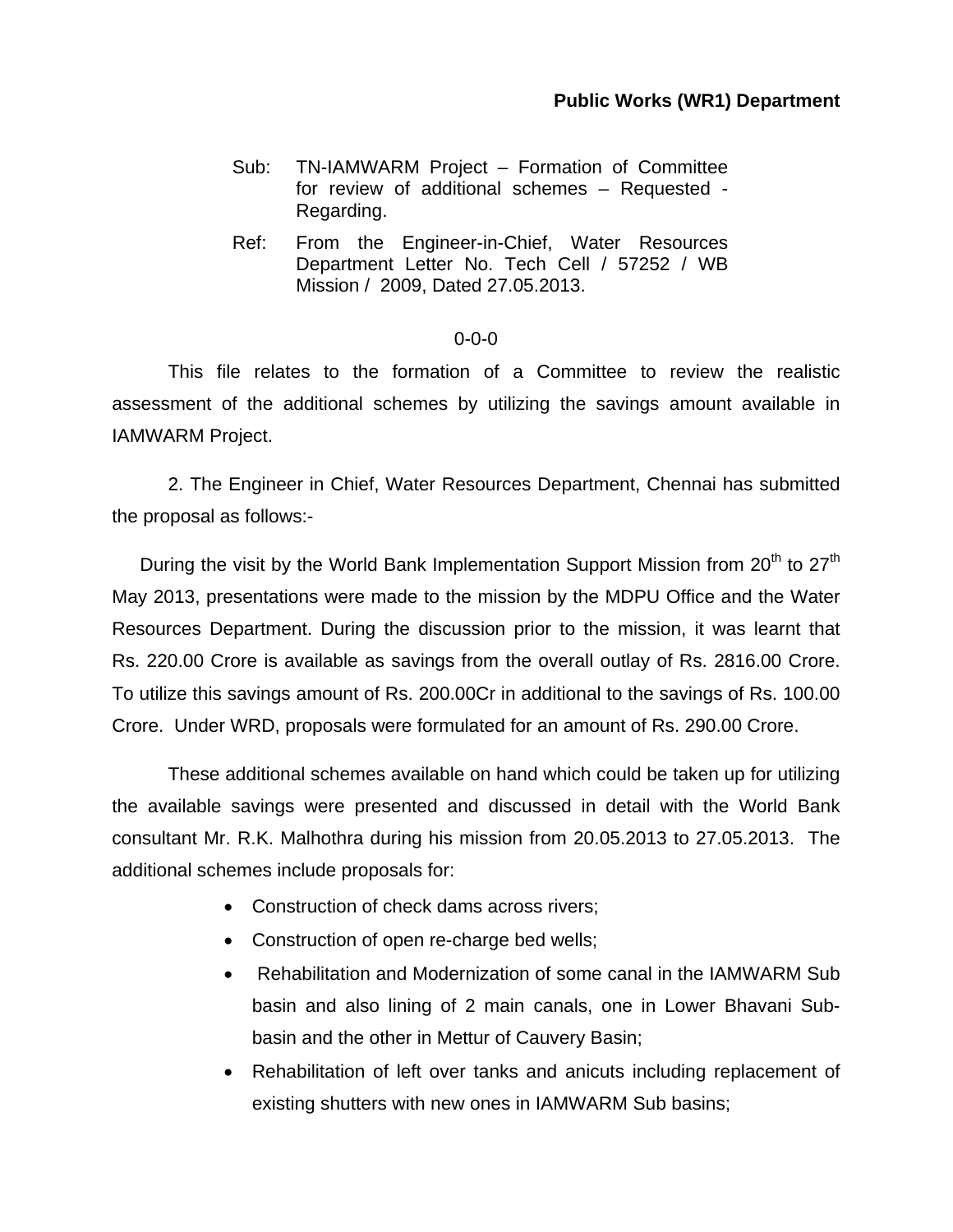**Public Works (WR1) Department**

Sub: TN-IAMWARM Project – Formation of Committee for review of additional schemes – Requested - Regarding.

Ref: From the Engineer-in-Chief, Water Resources Department Letter No. Tech Cell / 57252 / WB Mission / 2009, Dated 27.05.2013.

0-0-0

This file relates to the formation of a Committee to review the realistic assessment of the additional schemes by utilizing the savings amount available in IAMWARM Project.

2. The Engineer in Chief, Water Resources Department, Chennai has submitted the proposal as follows:-

During the visit by the World Bank Implementation Support Mission from 20th to 27th May 2013, presentations were made to the mission by the MDPU Office and the Water Resources Department. During the discussion prior to the mission, it was learnt that Rs. 220.00 Crore is available as savings from the overall outlay of Rs. 2816.00 Crore. To utilize this savings amount of Rs. 200.00Cr in additional to the savings of Rs. 100.00 Crore. Under WRD, proposals were formulated for an amount of Rs. 290.00 Crore.

These additional schemes available on hand which could be taken up for utilizing the available savings were presented and discussed in detail with the World Bank consultant Mr. R.K. Malhothra during his mission from 20.05.2013 to 27.05.2013. The additional schemes include proposals for:

- Construction of check dams across rivers;
- Construction of open re-charge bed wells;
- Rehabilitation and Modernization of some canal in the IAMWARM Sub basin and also lining of 2 main canals, one in Lower Bhavani Sub-basin and the other in Mettur of Cauvery Basin;
- Rehabilitation of left over tanks and anicuts including replacement of existing shutters with new ones in IAMWARM Sub basins;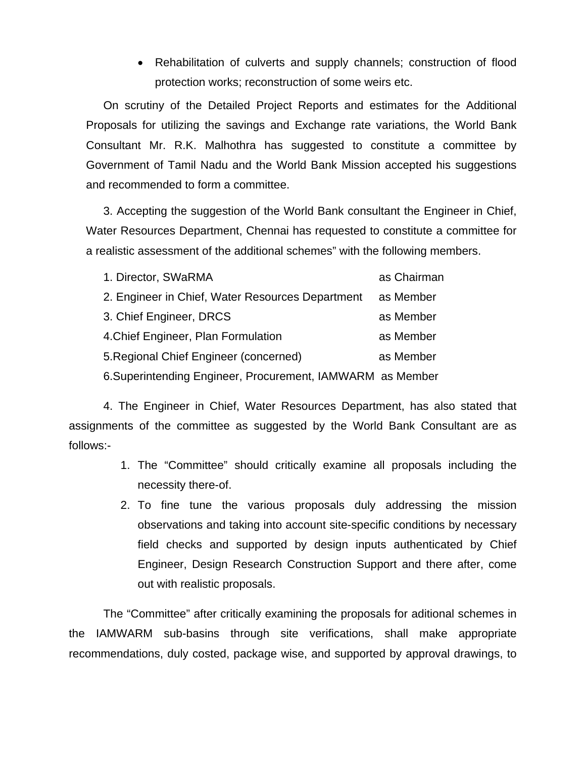- Rehabilitation of culverts and supply channels; construction of flood protection works; reconstruction of some weirs etc.

On scrutiny of the Detailed Project Reports and estimates for the Additional Proposals for utilizing the savings and Exchange rate variations, the World Bank Consultant Mr. R.K. Malhothra has suggested to constitute a committee by Government of Tamil Nadu and the World Bank Mission accepted his suggestions and recommended to form a committee.

3. Accepting the suggestion of the World Bank consultant the Engineer in Chief, Water Resources Department, Chennai has requested to constitute a committee for a realistic assessment of the additional schemes" with the following members.

| | |
|---|---|
| 1. Director, SWaRMA | as Chairman |
| 2. Engineer in Chief, Water Resources Department | as Member |
| 3. Chief Engineer, DRCS | as Member |
| 4.Chief Engineer, Plan Formulation | as Member |
| 5.Regional Chief Engineer (concerned) | as Member |
| 6.Superintending Engineer, Procurement, IAMWARM | as Member |

4. The Engineer in Chief, Water Resources Department, has also stated that assignments of the committee as suggested by the World Bank Consultant are as follows:-

1. The "Committee" should critically examine all proposals including the necessity there-of.
2. To fine tune the various proposals duly addressing the mission observations and taking into account site-specific conditions by necessary field checks and supported by design inputs authenticated by Chief Engineer, Design Research Construction Support and there after, come out with realistic proposals.

The "Committee" after critically examining the proposals for aditional schemes in the IAMWARM sub-basins through site verifications, shall make appropriate recommendations, duly costed, package wise, and supported by approval drawings, to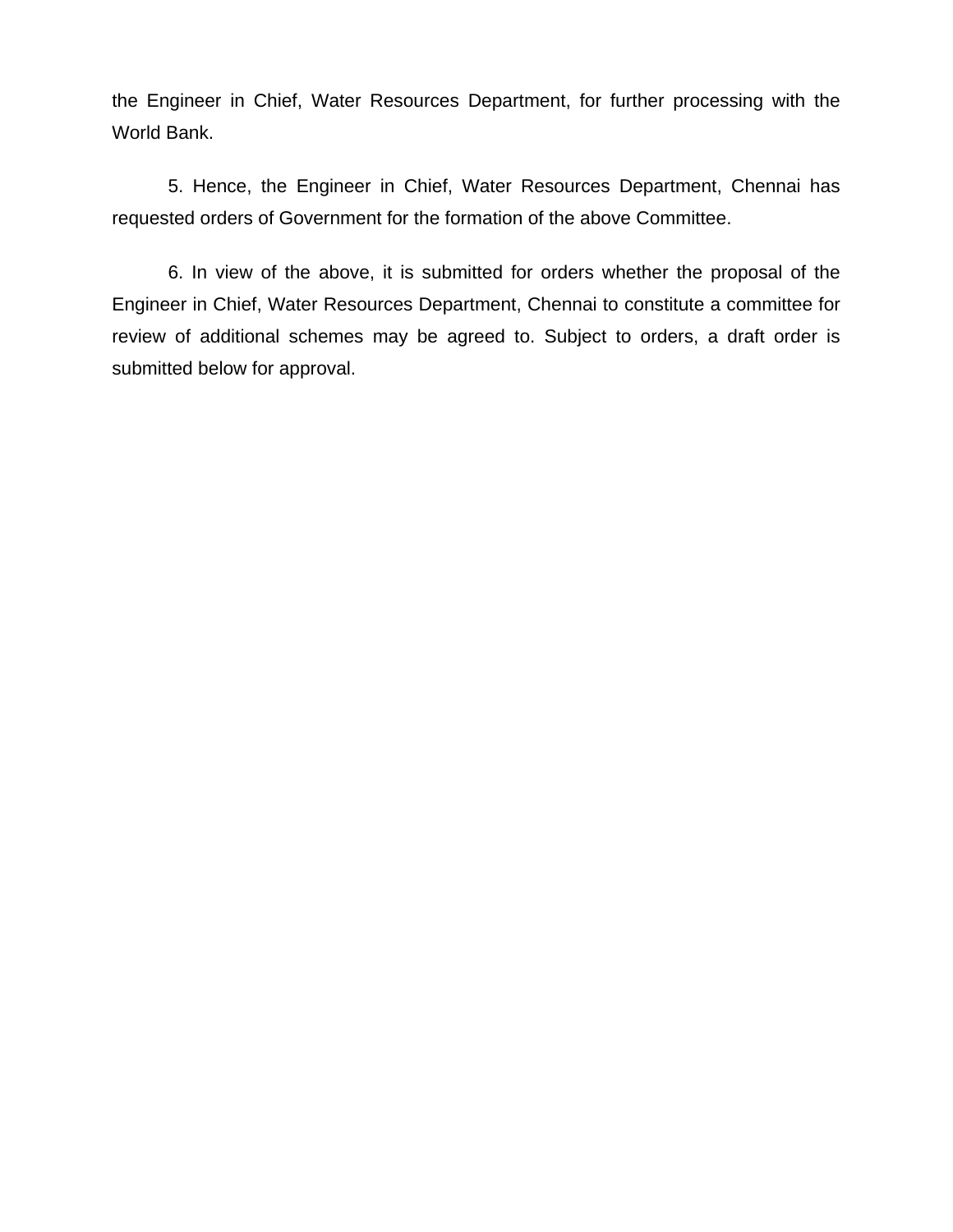the Engineer in Chief, Water Resources Department, for further processing with the World Bank.

5. Hence, the Engineer in Chief, Water Resources Department, Chennai has requested orders of Government for the formation of the above Committee.

6. In view of the above, it is submitted for orders whether the proposal of the Engineer in Chief, Water Resources Department, Chennai to constitute a committee for review of additional schemes may be agreed to. Subject to orders, a draft order is submitted below for approval.